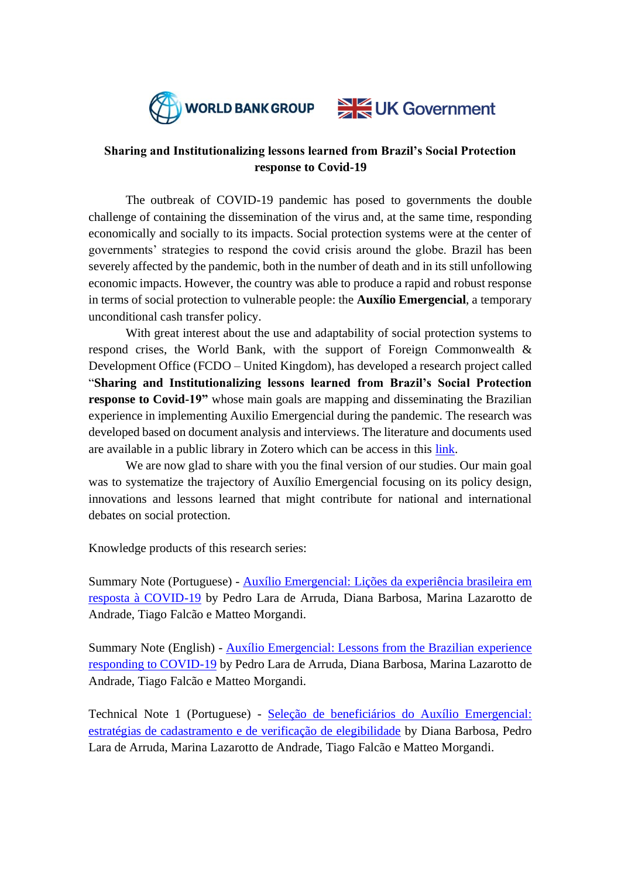WORLD BANK GROUP UK Government

**Sharing and Institutionalizing lessons learned from Brazil's Social Protection response to Covid-19**

The outbreak of COVID-19 pandemic has posed to governments the double challenge of containing the dissemination of the virus and, at the same time, responding economically and socially to its impacts. Social protection systems were at the center of governments' strategies to respond the covid crisis around the globe. Brazil has been severely affected by the pandemic, both in the number of death and in its still unfollowing economic impacts. However, the country was able to produce a rapid and robust response in terms of social protection to vulnerable people: the **Auxílio Emergencial**, a temporary unconditional cash transfer policy.

With great interest about the use and adaptability of social protection systems to respond crises, the World Bank, with the support of Foreign Commonwealth & Development Office (FCDO – United Kingdom), has developed a research project called "**Sharing and Institutionalizing lessons learned from Brazil's Social Protection response to Covid-19"** whose main goals are mapping and disseminating the Brazilian experience in implementing Auxilio Emergencial during the pandemic. The research was developed based on document analysis and interviews. The literature and documents used are available in a public library in Zotero which can be access in this link.

We are now glad to share with you the final version of our studies. Our main goal was to systematize the trajectory of Auxílio Emergencial focusing on its policy design, innovations and lessons learned that might contribute for national and international debates on social protection.

Knowledge products of this research series:

Summary Note (Portuguese) - Auxílio Emergencial: Lições da experiência brasileira em resposta à COVID-19 by Pedro Lara de Arruda, Diana Barbosa, Marina Lazarotto de Andrade, Tiago Falcão e Matteo Morgandi.

Summary Note (English) - Auxílio Emergencial: Lessons from the Brazilian experience responding to COVID-19 by Pedro Lara de Arruda, Diana Barbosa, Marina Lazarotto de Andrade, Tiago Falcão e Matteo Morgandi.

Technical Note 1 (Portuguese) - Seleção de beneficiários do Auxílio Emergencial: estratégias de cadastramento e de verificação de elegibilidade by Diana Barbosa, Pedro Lara de Arruda, Marina Lazarotto de Andrade, Tiago Falcão e Matteo Morgandi.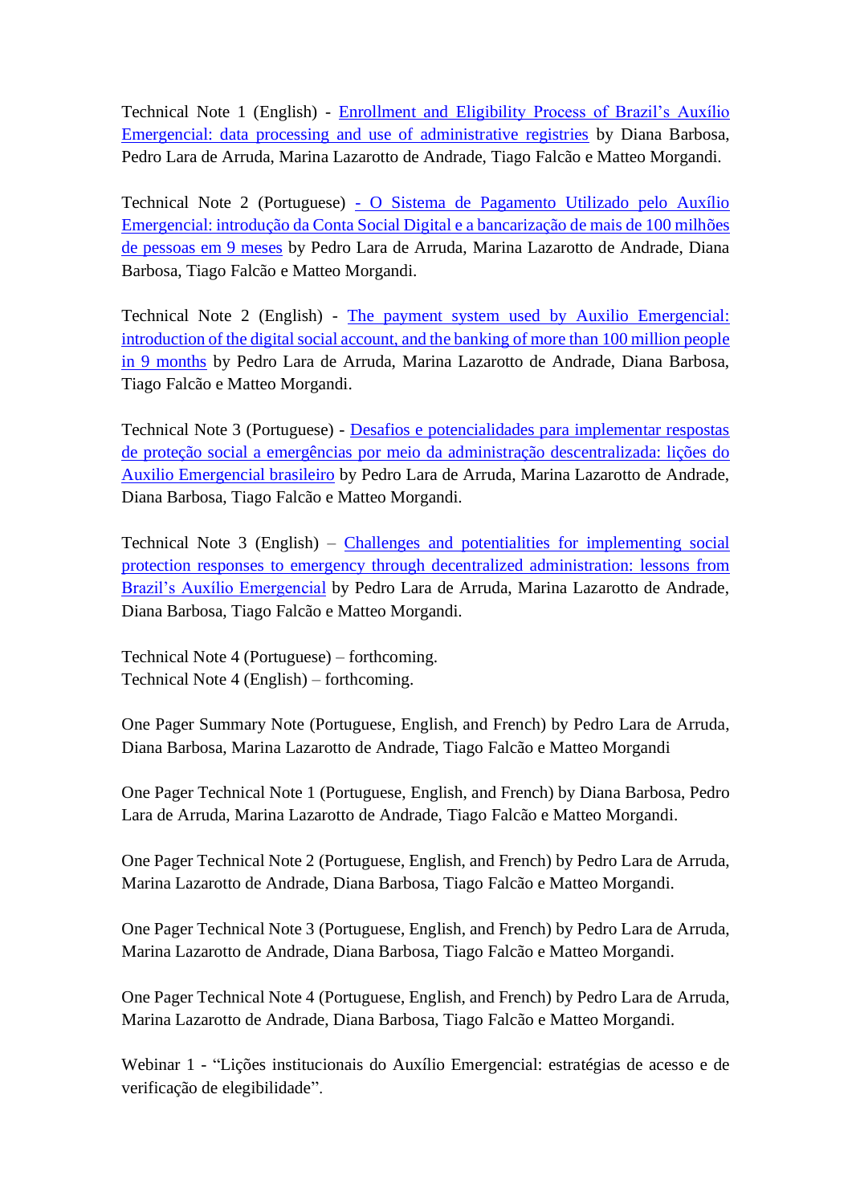Technical Note 1 (English) - Enrollment and Eligibility Process of Brazil's Auxílio Emergencial: data processing and use of administrative registries by Diana Barbosa, Pedro Lara de Arruda, Marina Lazarotto de Andrade, Tiago Falcão e Matteo Morgandi.

Technical Note 2 (Portuguese) - O Sistema de Pagamento Utilizado pelo Auxílio Emergencial: introdução da Conta Social Digital e a bancarização de mais de 100 milhões de pessoas em 9 meses by Pedro Lara de Arruda, Marina Lazarotto de Andrade, Diana Barbosa, Tiago Falcão e Matteo Morgandi.

Technical Note 2 (English) - The payment system used by Auxilio Emergencial: introduction of the digital social account, and the banking of more than 100 million people in 9 months by Pedro Lara de Arruda, Marina Lazarotto de Andrade, Diana Barbosa, Tiago Falcão e Matteo Morgandi.

Technical Note 3 (Portuguese) - Desafios e potencialidades para implementar respostas de proteção social a emergências por meio da administração descentralizada: lições do Auxilio Emergencial brasileiro by Pedro Lara de Arruda, Marina Lazarotto de Andrade, Diana Barbosa, Tiago Falcão e Matteo Morgandi.

Technical Note 3 (English) – Challenges and potentialities for implementing social protection responses to emergency through decentralized administration: lessons from Brazil's Auxílio Emergencial by Pedro Lara de Arruda, Marina Lazarotto de Andrade, Diana Barbosa, Tiago Falcão e Matteo Morgandi.

Technical Note 4 (Portuguese) – forthcoming.
Technical Note 4 (English) – forthcoming.

One Pager Summary Note (Portuguese, English, and French) by Pedro Lara de Arruda, Diana Barbosa, Marina Lazarotto de Andrade, Tiago Falcão e Matteo Morgandi

One Pager Technical Note 1 (Portuguese, English, and French) by Diana Barbosa, Pedro Lara de Arruda, Marina Lazarotto de Andrade, Tiago Falcão e Matteo Morgandi.

One Pager Technical Note 2 (Portuguese, English, and French) by Pedro Lara de Arruda, Marina Lazarotto de Andrade, Diana Barbosa, Tiago Falcão e Matteo Morgandi.

One Pager Technical Note 3 (Portuguese, English, and French) by Pedro Lara de Arruda, Marina Lazarotto de Andrade, Diana Barbosa, Tiago Falcão e Matteo Morgandi.

One Pager Technical Note 4 (Portuguese, English, and French) by Pedro Lara de Arruda, Marina Lazarotto de Andrade, Diana Barbosa, Tiago Falcão e Matteo Morgandi.

Webinar 1 - "Lições institucionais do Auxílio Emergencial: estratégias de acesso e de verificação de elegibilidade".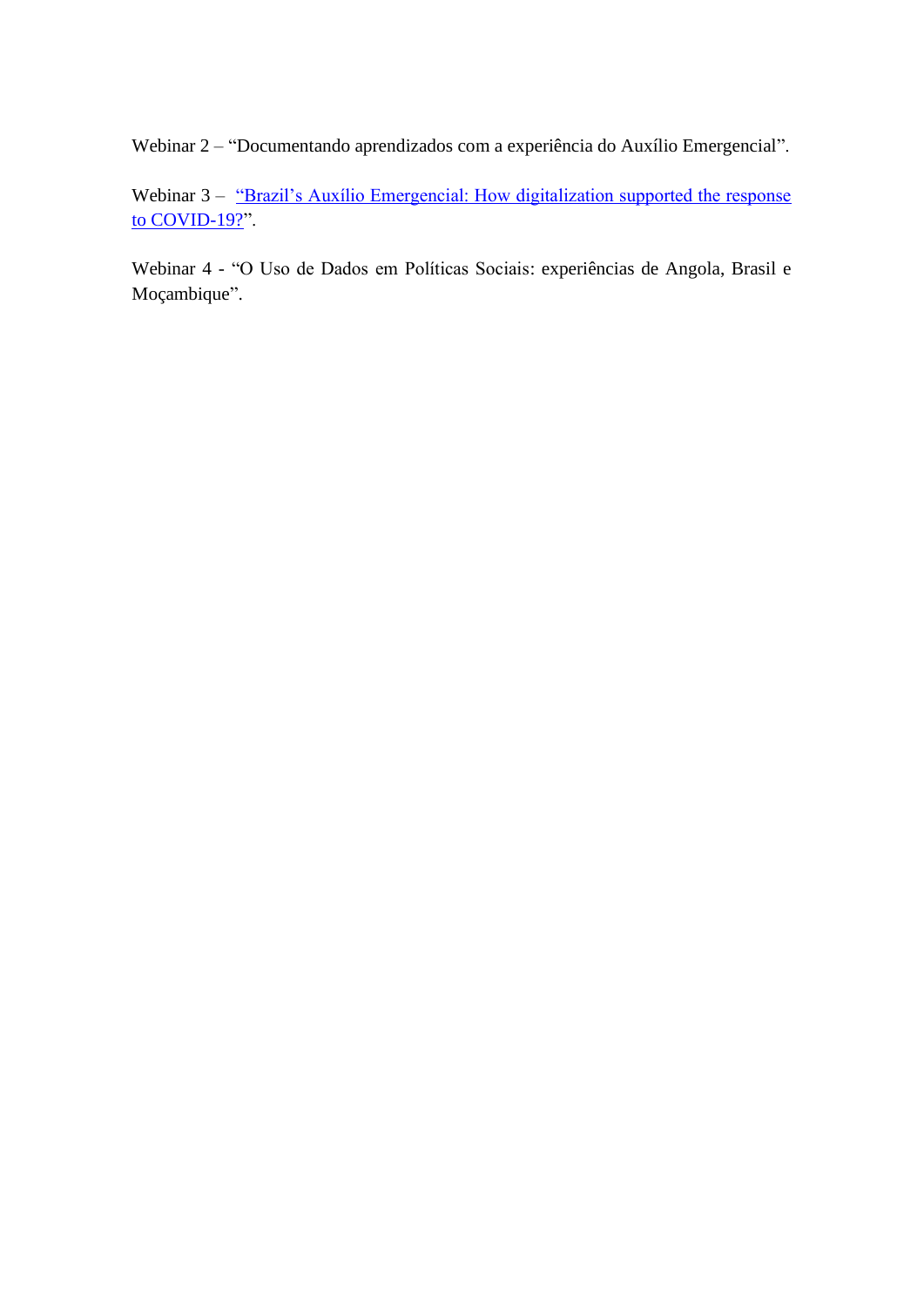Webinar 2 – "Documentando aprendizados com a experiência do Auxílio Emergencial".

Webinar 3 – "Brazil's Auxílio Emergencial: How digitalization supported the response to COVID-19?".

Webinar 4 - "O Uso de Dados em Políticas Sociais: experiências de Angola, Brasil e Moçambique".